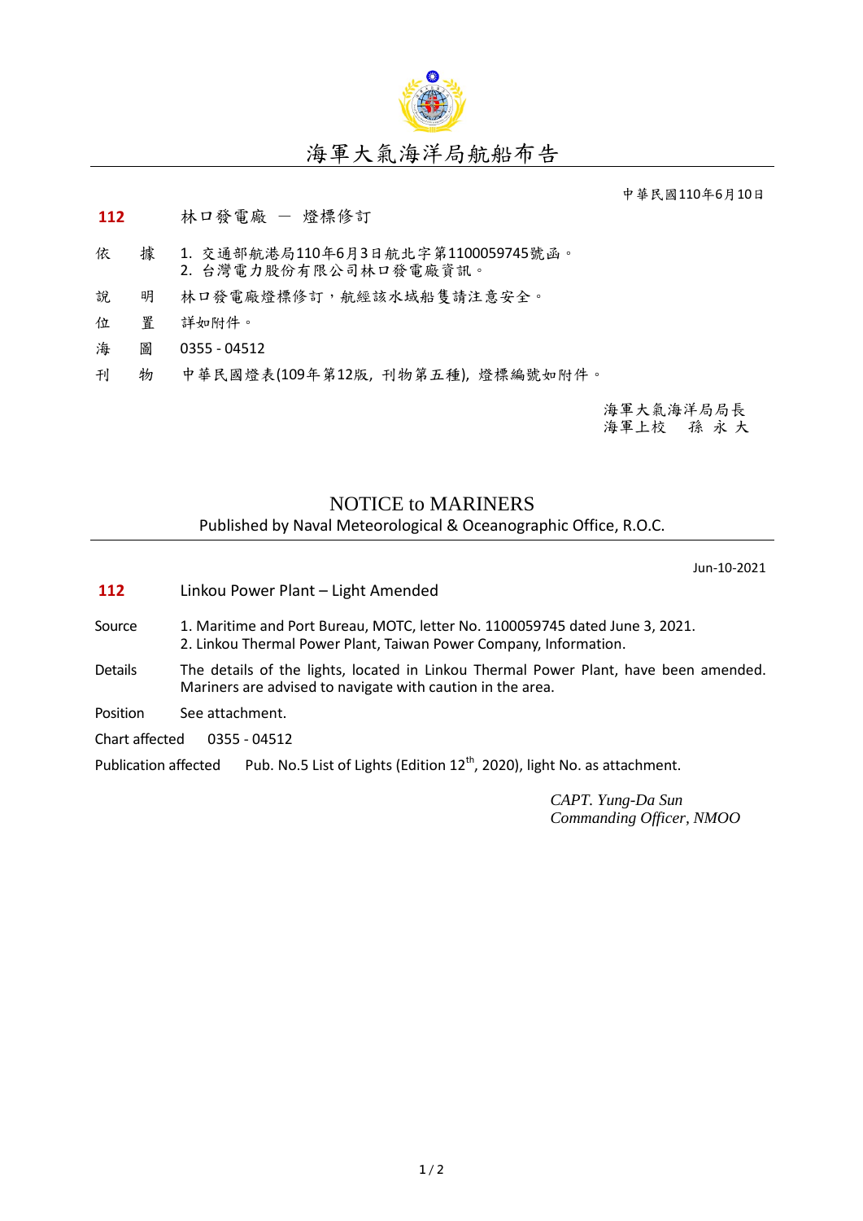# 海軍大氣海洋局航船布告

中華民國110年6月10日

**112** 林口發電廠 － 燈標修訂

依　據　1. 交通部航港局110年6月3日航北字第1100059745號函。
　　　　2. 台灣電力股份有限公司林口發電廠資訊。

說　明　林口發電廠燈標修訂，航經該水域船隻請注意安全。

位　置　詳如附件。

海　圖　0355 - 04512

刊　物　中華民國燈表(109年第12版，刊物第五種)，燈標編號如附件。

海軍大氣海洋局局長
海軍上校　孫 永 大

## NOTICE to MARINERS

Published by Naval Meteorological & Oceanographic Office, R.O.C.

Jun-10-2021

**112** Linkou Power Plant – Light Amended

Source　1. Maritime and Port Bureau, MOTC, letter No. 1100059745 dated June 3, 2021.
　　　　2. Linkou Thermal Power Plant, Taiwan Power Company, Information.

Details　The details of the lights, located in Linkou Thermal Power Plant, have been amended. Mariners are advised to navigate with caution in the area.

Position　See attachment.

Chart affected　0355 - 04512

Publication affected　Pub. No.5 List of Lights (Edition 12th, 2020), light No. as attachment.

*CAPT. Yung-Da Sun*
*Commanding Officer, NMOO*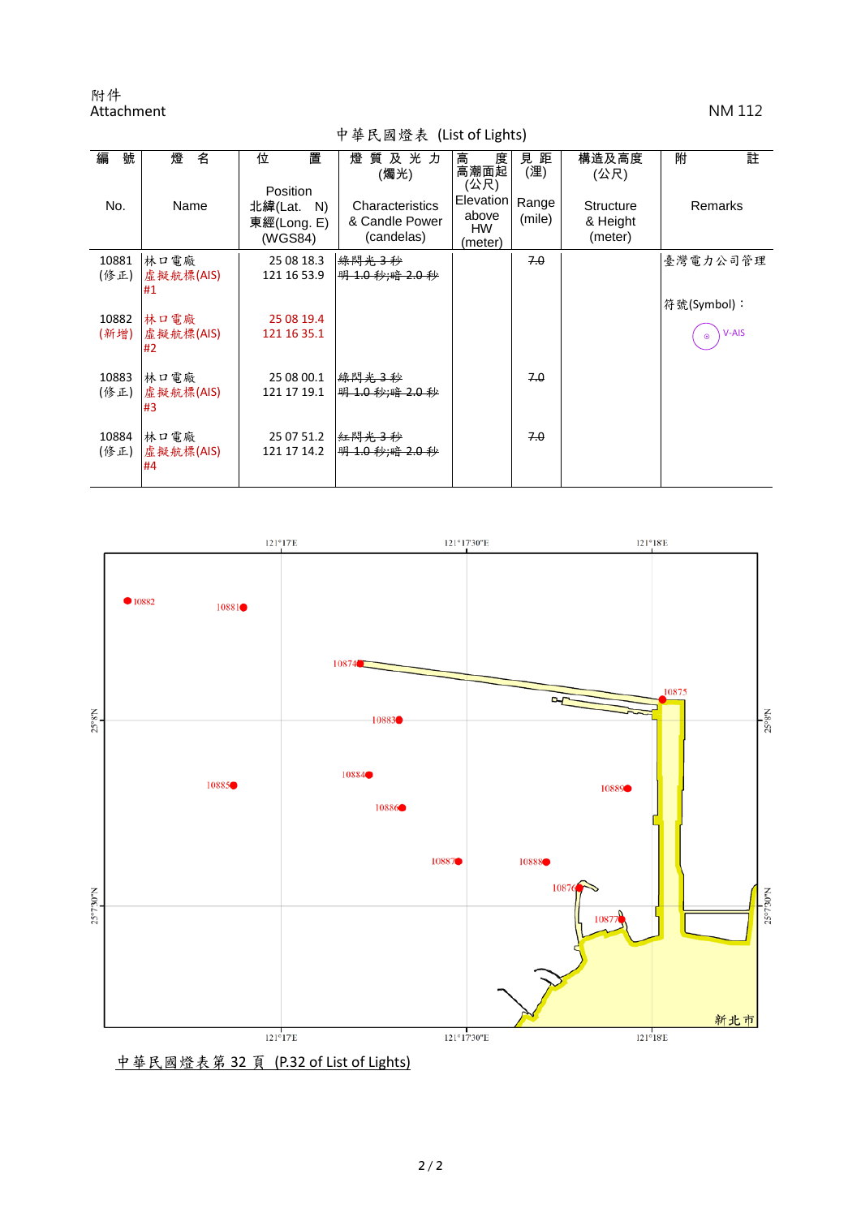附件
Attachment

NM 112

中華民國燈表 (List of Lights)

| 編號 No. | 燈名 Name | 位置 Position 北緯(Lat. N) 東經(Long. E) (WGS84) | 燈質及光力(燭光) Characteristics & Candle Power (candelas) | 高度 高潮面起(公尺) Elevation above HW (meter) | 見距(浬) Range (mile) | 構造及高度(公尺) Structure & Height (meter) | 附註 Remarks |
|---|---|---|---|---|---|---|---|
| 10881 (修正) | 林口電廠 虛擬航標(AIS) #1 | 25 08 18.3 121 16 53.9 | ~~綠閃光 3 秒 明 1.0 秒;暗 2.0 秒~~ | | ~~7.0~~ | | 臺灣電力公司管理 |
| 10882 (新增) | 林口電廠 虛擬航標(AIS) #2 | 25 08 19.4 121 16 35.1 | | | | | 符號(Symbol): V-AIS |
| 10883 (修正) | 林口電廠 虛擬航標(AIS) #3 | 25 08 00.1 121 17 19.1 | ~~綠閃光 3 秒 明 1.0 秒;暗 2.0 秒~~ | | ~~7.0~~ | | |
| 10884 (修正) | 林口電廠 虛擬航標(AIS) #4 | 25 07 51.2 121 17 14.2 | ~~紅閃光 3 秒 明 1.0 秒;暗 2.0 秒~~ | | ~~7.0~~ | | |

121°17'E
121°17'30"E
121°18'E
25°8'N
25°7'30"N
10882
10881
10874
10875
10883
10884
10885
10886
10889
10887
10888
10876
10877
新北市

中華民國燈表第 32 頁 (P.32 of List of Lights)